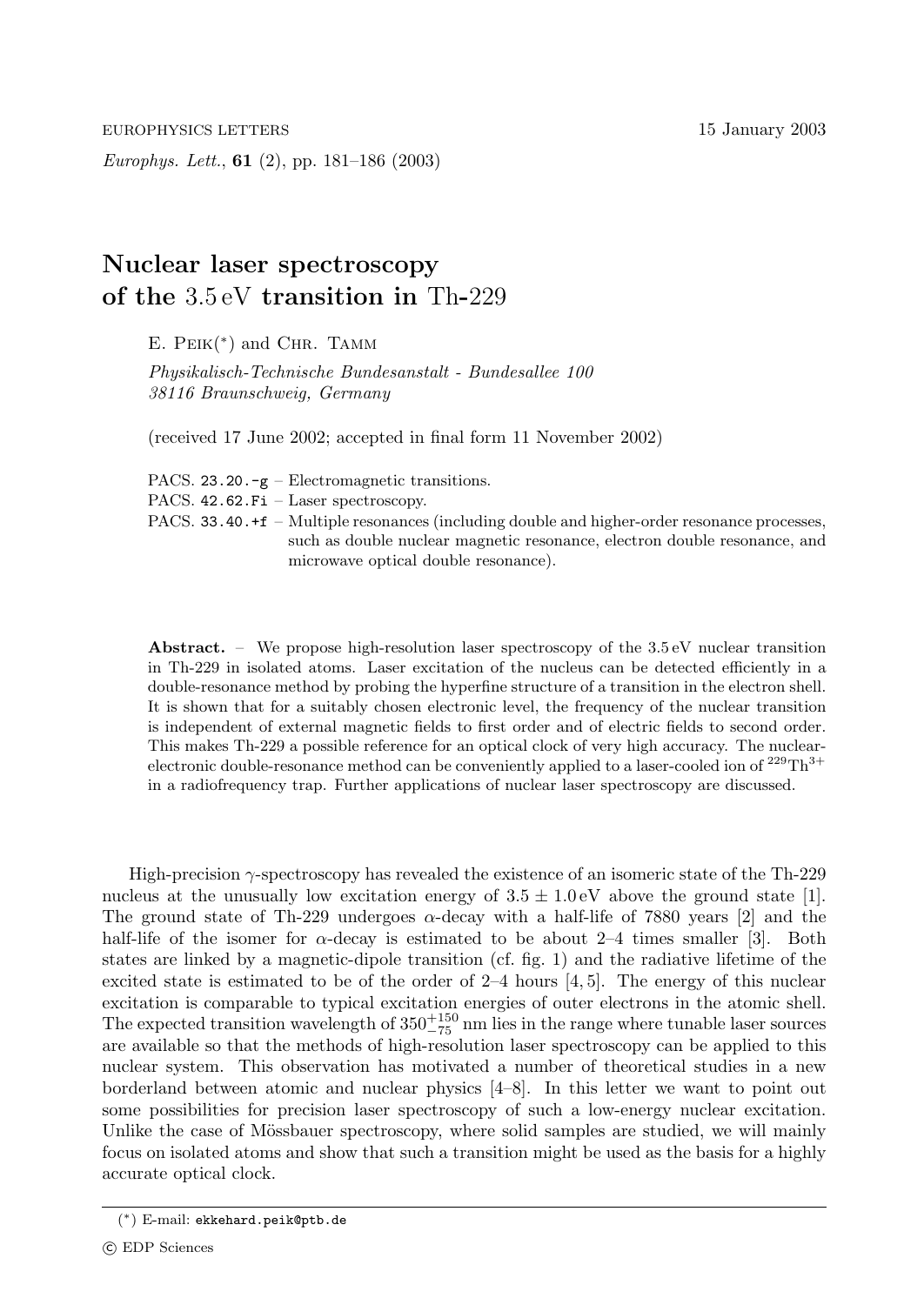# Nuclear laser spectroscopy of the 3.5 eV transition in Th-229

E. Peik(*) and Chr. Tamm

*Physikalisch-Technische Bundesanstalt - Bundesallee 100*
*38116 Braunschweig, Germany*

(received 17 June 2002; accepted in final form 11 November 2002)

PACS. 23.20.-g – Electromagnetic transitions.
PACS. 42.62.Fi – Laser spectroscopy.
PACS. 33.40.+f – Multiple resonances (including double and higher-order resonance processes, such as double nuclear magnetic resonance, electron double resonance, and microwave optical double resonance).

**Abstract.** – We propose high-resolution laser spectroscopy of the 3.5 eV nuclear transition in Th-229 in isolated atoms. Laser excitation of the nucleus can be detected efficiently in a double-resonance method by probing the hyperfine structure of a transition in the electron shell. It is shown that for a suitably chosen electronic level, the frequency of the nuclear transition is independent of external magnetic fields to first order and of electric fields to second order. This makes Th-229 a possible reference for an optical clock of very high accuracy. The nuclear-electronic double-resonance method can be conveniently applied to a laser-cooled ion of $^{229}Th^{3+}$ in a radiofrequency trap. Further applications of nuclear laser spectroscopy are discussed.

High-precision $\gamma$-spectroscopy has revealed the existence of an isomeric state of the Th-229 nucleus at the unusually low excitation energy of $3.5 \pm 1.0$ eV above the ground state [1]. The ground state of Th-229 undergoes $\alpha$-decay with a half-life of 7880 years [2] and the half-life of the isomer for $\alpha$-decay is estimated to be about 2–4 times smaller [3]. Both states are linked by a magnetic-dipole transition (cf. fig. 1) and the radiative lifetime of the excited state is estimated to be of the order of 2–4 hours [4, 5]. The energy of this nuclear excitation is comparable to typical excitation energies of outer electrons in the atomic shell. The expected transition wavelength of $350^{+150}_{-75}$ nm lies in the range where tunable laser sources are available so that the methods of high-resolution laser spectroscopy can be applied to this nuclear system. This observation has motivated a number of theoretical studies in a new borderland between atomic and nuclear physics [4–8]. In this letter we want to point out some possibilities for precision laser spectroscopy of such a low-energy nuclear excitation. Unlike the case of Mössbauer spectroscopy, where solid samples are studied, we will mainly focus on isolated atoms and show that such a transition might be used as the basis for a highly accurate optical clock.

(*) E-mail: ekkehard.peik@ptb.de

© EDP Sciences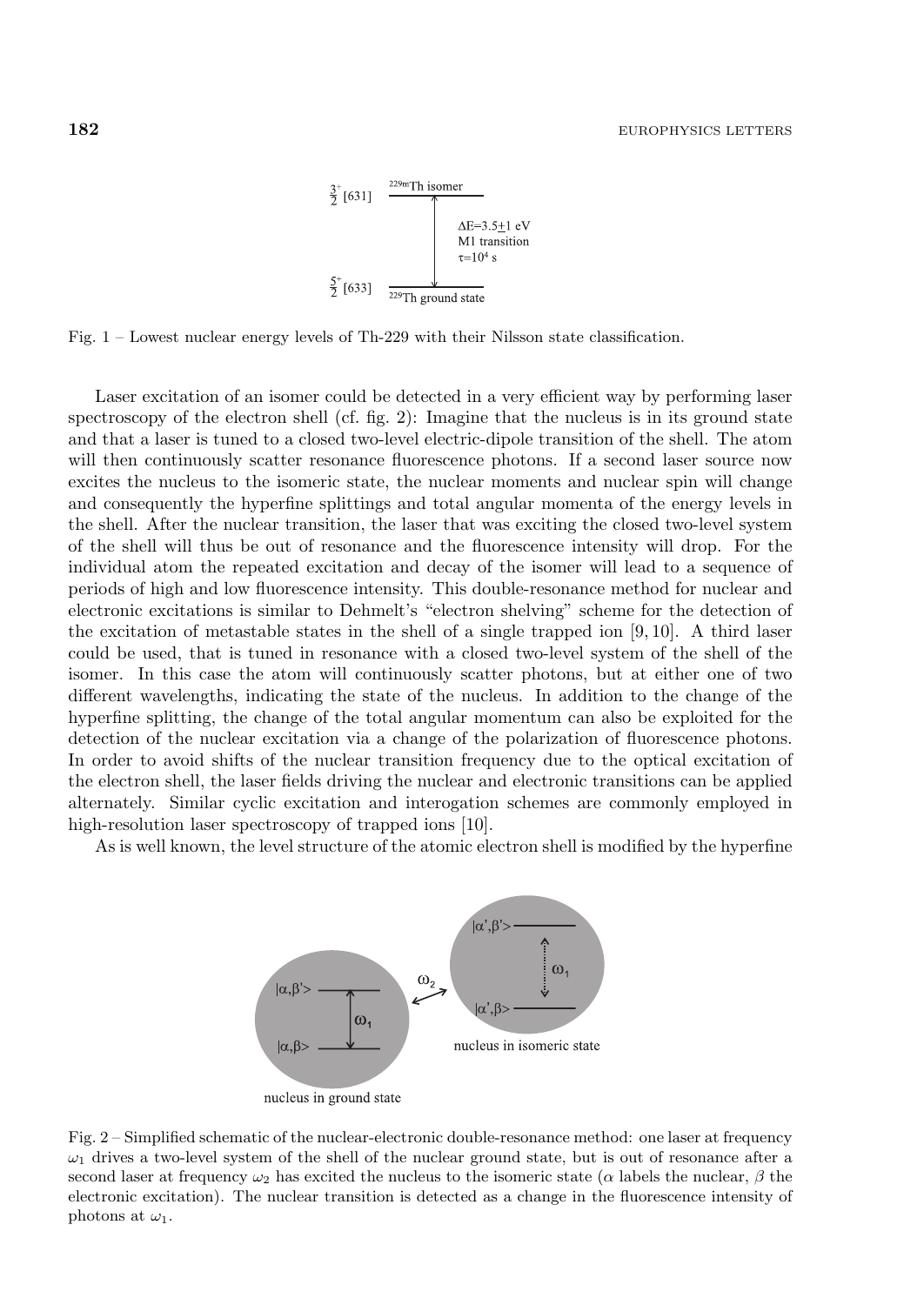Fig. 1 – Lowest nuclear energy levels of Th-229 with their Nilsson state classification.

Laser excitation of an isomer could be detected in a very efficient way by performing laser spectroscopy of the electron shell (cf. fig. 2): Imagine that the nucleus is in its ground state and that a laser is tuned to a closed two-level electric-dipole transition of the shell. The atom will then continuously scatter resonance fluorescence photons. If a second laser source now excites the nucleus to the isomeric state, the nuclear moments and nuclear spin will change and consequently the hyperfine splittings and total angular momenta of the energy levels in the shell. After the nuclear transition, the laser that was exciting the closed two-level system of the shell will thus be out of resonance and the fluorescence intensity will drop. For the individual atom the repeated excitation and decay of the isomer will lead to a sequence of periods of high and low fluorescence intensity. This double-resonance method for nuclear and electronic excitations is similar to Dehmelt's "electron shelving" scheme for the detection of the excitation of metastable states in the shell of a single trapped ion [9, 10]. A third laser could be used, that is tuned in resonance with a closed two-level system of the shell of the isomer. In this case the atom will continuously scatter photons, but at either one of two different wavelengths, indicating the state of the nucleus. In addition to the change of the hyperfine splitting, the change of the total angular momentum can also be exploited for the detection of the nuclear excitation via a change of the polarization of fluorescence photons. In order to avoid shifts of the nuclear transition frequency due to the optical excitation of the electron shell, the laser fields driving the nuclear and electronic transitions can be applied alternately. Similar cyclic excitation and interogation schemes are commonly employed in high-resolution laser spectroscopy of trapped ions [10].

As is well known, the level structure of the atomic electron shell is modified by the hyperfine

Fig. 2 – Simplified schematic of the nuclear-electronic double-resonance method: one laser at frequency $\omega_1$ drives a two-level system of the shell of the nuclear ground state, but is out of resonance after a second laser at frequency $\omega_2$ has excited the nucleus to the isomeric state ($\alpha$ labels the nuclear, $\beta$ the electronic excitation). The nuclear transition is detected as a change in the fluorescence intensity of photons at $\omega_1$.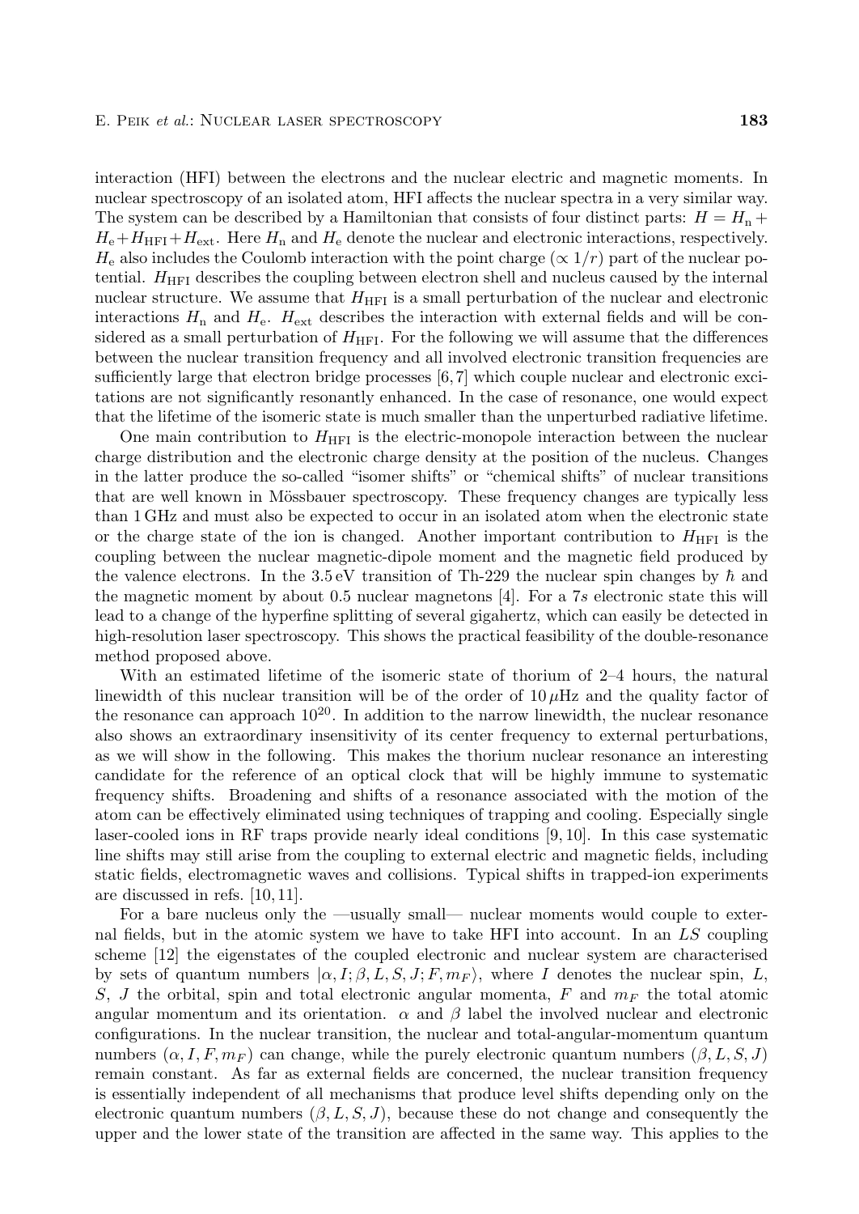interaction (HFI) between the electrons and the nuclear electric and magnetic moments. In nuclear spectroscopy of an isolated atom, HFI affects the nuclear spectra in a very similar way. The system can be described by a Hamiltonian that consists of four distinct parts: $H = H_\mathrm{n} + H_\mathrm{e} + H_\mathrm{HFI} + H_\mathrm{ext}$. Here $H_\mathrm{n}$ and $H_\mathrm{e}$ denote the nuclear and electronic interactions, respectively. $H_\mathrm{e}$ also includes the Coulomb interaction with the point charge ($\propto 1/r$) part of the nuclear potential. $H_\mathrm{HFI}$ describes the coupling between electron shell and nucleus caused by the internal nuclear structure. We assume that $H_\mathrm{HFI}$ is a small perturbation of the nuclear and electronic interactions $H_\mathrm{n}$ and $H_\mathrm{e}$. $H_\mathrm{ext}$ describes the interaction with external fields and will be considered as a small perturbation of $H_\mathrm{HFI}$. For the following we will assume that the differences between the nuclear transition frequency and all involved electronic transition frequencies are sufficiently large that electron bridge processes [6,7] which couple nuclear and electronic excitations are not significantly resonantly enhanced. In the case of resonance, one would expect that the lifetime of the isomeric state is much smaller than the unperturbed radiative lifetime.

One main contribution to $H_\mathrm{HFI}$ is the electric-monopole interaction between the nuclear charge distribution and the electronic charge density at the position of the nucleus. Changes in the latter produce the so-called "isomer shifts" or "chemical shifts" of nuclear transitions that are well known in Mössbauer spectroscopy. These frequency changes are typically less than 1 GHz and must also be expected to occur in an isolated atom when the electronic state or the charge state of the ion is changed. Another important contribution to $H_\mathrm{HFI}$ is the coupling between the nuclear magnetic-dipole moment and the magnetic field produced by the valence electrons. In the 3.5 eV transition of Th-229 the nuclear spin changes by $\hbar$ and the magnetic moment by about 0.5 nuclear magnetons [4]. For a $7s$ electronic state this will lead to a change of the hyperfine splitting of several gigahertz, which can easily be detected in high-resolution laser spectroscopy. This shows the practical feasibility of the double-resonance method proposed above.

With an estimated lifetime of the isomeric state of thorium of 2–4 hours, the natural linewidth of this nuclear transition will be of the order of $10\,\mu$Hz and the quality factor of the resonance can approach $10^{20}$. In addition to the narrow linewidth, the nuclear resonance also shows an extraordinary insensitivity of its center frequency to external perturbations, as we will show in the following. This makes the thorium nuclear resonance an interesting candidate for the reference of an optical clock that will be highly immune to systematic frequency shifts. Broadening and shifts of a resonance associated with the motion of the atom can be effectively eliminated using techniques of trapping and cooling. Especially single laser-cooled ions in RF traps provide nearly ideal conditions [9,10]. In this case systematic line shifts may still arise from the coupling to external electric and magnetic fields, including static fields, electromagnetic waves and collisions. Typical shifts in trapped-ion experiments are discussed in refs. [10,11].

For a bare nucleus only the —usually small— nuclear moments would couple to external fields, but in the atomic system we have to take HFI into account. In an $LS$ coupling scheme [12] the eigenstates of the coupled electronic and nuclear system are characterised by sets of quantum numbers $|\alpha, I; \beta, L, S, J; F, m_F\rangle$, where $I$ denotes the nuclear spin, $L$, $S$, $J$ the orbital, spin and total electronic angular momenta, $F$ and $m_F$ the total atomic angular momentum and its orientation. $\alpha$ and $\beta$ label the involved nuclear and electronic configurations. In the nuclear transition, the nuclear and total-angular-momentum quantum numbers $(\alpha, I, F, m_F)$ can change, while the purely electronic quantum numbers $(\beta, L, S, J)$ remain constant. As far as external fields are concerned, the nuclear transition frequency is essentially independent of all mechanisms that produce level shifts depending only on the electronic quantum numbers $(\beta, L, S, J)$, because these do not change and consequently the upper and the lower state of the transition are affected in the same way. This applies to the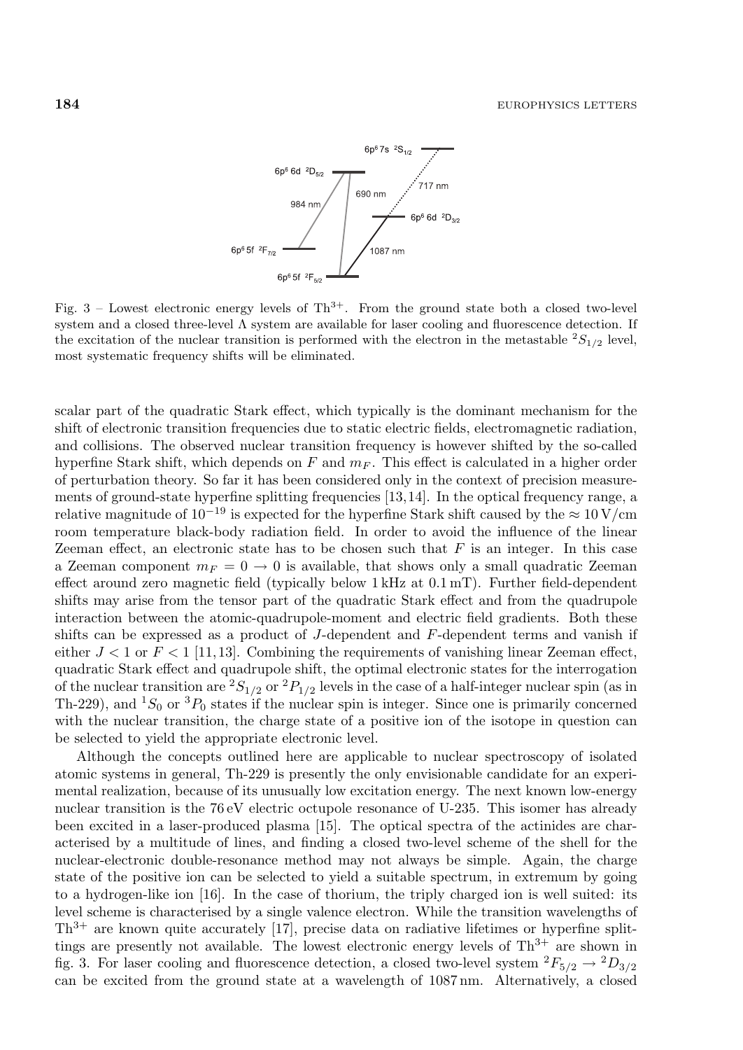Fig. 3 – Lowest electronic energy levels of $Th^{3+}$. From the ground state both a closed two-level system and a closed three-level Λ system are available for laser cooling and fluorescence detection. If the excitation of the nuclear transition is performed with the electron in the metastable $^2S_{1/2}$ level, most systematic frequency shifts will be eliminated.

scalar part of the quadratic Stark effect, which typically is the dominant mechanism for the shift of electronic transition frequencies due to static electric fields, electromagnetic radiation, and collisions. The observed nuclear transition frequency is however shifted by the so-called hyperfine Stark shift, which depends on $F$ and $m_F$. This effect is calculated in a higher order of perturbation theory. So far it has been considered only in the context of precision measurements of ground-state hyperfine splitting frequencies [13,14]. In the optical frequency range, a relative magnitude of $10^{-19}$ is expected for the hyperfine Stark shift caused by the $\approx 10\,\mathrm{V/cm}$ room temperature black-body radiation field. In order to avoid the influence of the linear Zeeman effect, an electronic state has to be chosen such that $F$ is an integer. In this case a Zeeman component $m_F = 0 \to 0$ is available, that shows only a small quadratic Zeeman effect around zero magnetic field (typically below 1 kHz at 0.1 mT). Further field-dependent shifts may arise from the tensor part of the quadratic Stark effect and from the quadrupole interaction between the atomic-quadrupole-moment and electric field gradients. Both these shifts can be expressed as a product of $J$-dependent and $F$-dependent terms and vanish if either $J < 1$ or $F < 1$ [11,13]. Combining the requirements of vanishing linear Zeeman effect, quadratic Stark effect and quadrupole shift, the optimal electronic states for the interrogation of the nuclear transition are $^2S_{1/2}$ or $^2P_{1/2}$ levels in the case of a half-integer nuclear spin (as in Th-229), and $^1S_0$ or $^3P_0$ states if the nuclear spin is integer. Since one is primarily concerned with the nuclear transition, the charge state of a positive ion of the isotope in question can be selected to yield the appropriate electronic level.

Although the concepts outlined here are applicable to nuclear spectroscopy of isolated atomic systems in general, Th-229 is presently the only envisionable candidate for an experimental realization, because of its unusually low excitation energy. The next known low-energy nuclear transition is the 76 eV electric octupole resonance of U-235. This isomer has already been excited in a laser-produced plasma [15]. The optical spectra of the actinides are characterised by a multitude of lines, and finding a closed two-level scheme of the shell for the nuclear-electronic double-resonance method may not always be simple. Again, the charge state of the positive ion can be selected to yield a suitable spectrum, in extremum by going to a hydrogen-like ion [16]. In the case of thorium, the triply charged ion is well suited: its level scheme is characterised by a single valence electron. While the transition wavelengths of $Th^{3+}$ are known quite accurately [17], precise data on radiative lifetimes or hyperfine splittings are presently not available. The lowest electronic energy levels of $Th^{3+}$ are shown in fig. 3. For laser cooling and fluorescence detection, a closed two-level system $^2F_{5/2} \to {}^2D_{3/2}$ can be excited from the ground state at a wavelength of 1087 nm. Alternatively, a closed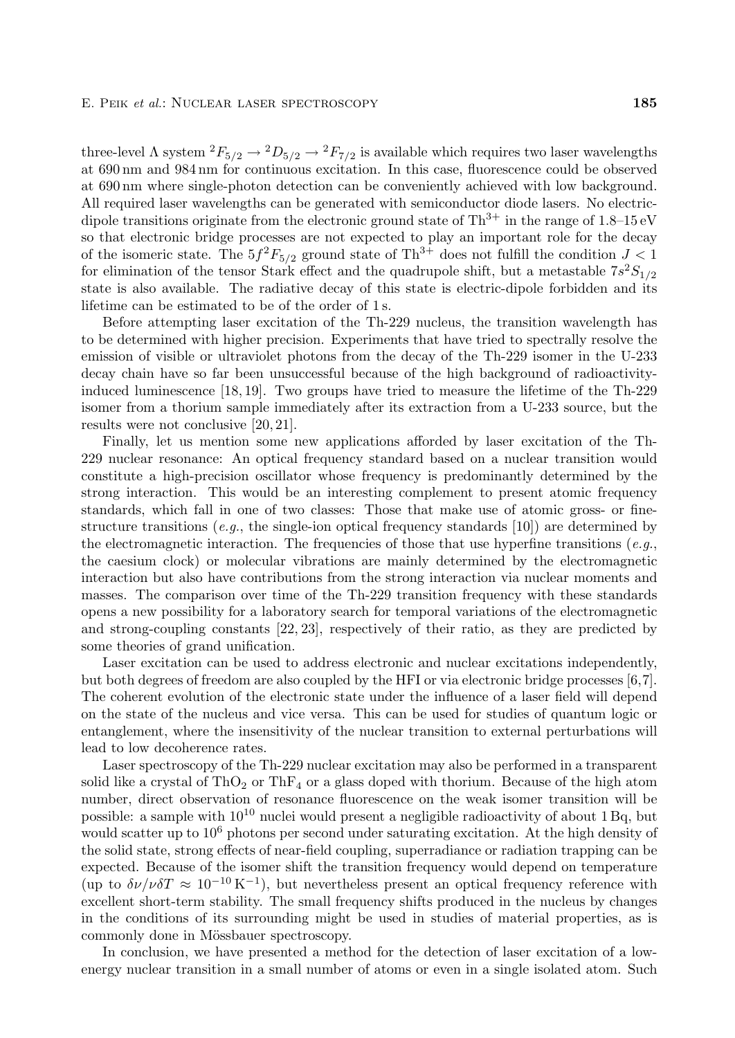three-level Λ system ${}^2F_{5/2} \rightarrow {}^2D_{5/2} \rightarrow {}^2F_{7/2}$ is available which requires two laser wavelengths at 690 nm and 984 nm for continuous excitation. In this case, fluorescence could be observed at 690 nm where single-photon detection can be conveniently achieved with low background. All required laser wavelengths can be generated with semiconductor diode lasers. No electric-dipole transitions originate from the electronic ground state of $Th^{3+}$ in the range of 1.8–15 eV so that electronic bridge processes are not expected to play an important role for the decay of the isomeric state. The $5f^2F_{5/2}$ ground state of $Th^{3+}$ does not fulfill the condition $J < 1$ for elimination of the tensor Stark effect and the quadrupole shift, but a metastable $7s^2S_{1/2}$ state is also available. The radiative decay of this state is electric-dipole forbidden and its lifetime can be estimated to be of the order of 1 s.

Before attempting laser excitation of the Th-229 nucleus, the transition wavelength has to be determined with higher precision. Experiments that have tried to spectrally resolve the emission of visible or ultraviolet photons from the decay of the Th-229 isomer in the U-233 decay chain have so far been unsuccessful because of the high background of radioactivity-induced luminescence [18, 19]. Two groups have tried to measure the lifetime of the Th-229 isomer from a thorium sample immediately after its extraction from a U-233 source, but the results were not conclusive [20, 21].

Finally, let us mention some new applications afforded by laser excitation of the Th-229 nuclear resonance: An optical frequency standard based on a nuclear transition would constitute a high-precision oscillator whose frequency is predominantly determined by the strong interaction. This would be an interesting complement to present atomic frequency standards, which fall in one of two classes: Those that make use of atomic gross- or fine-structure transitions (*e.g.*, the single-ion optical frequency standards [10]) are determined by the electromagnetic interaction. The frequencies of those that use hyperfine transitions (*e.g.*, the caesium clock) or molecular vibrations are mainly determined by the electromagnetic interaction but also have contributions from the strong interaction via nuclear moments and masses. The comparison over time of the Th-229 transition frequency with these standards opens a new possibility for a laboratory search for temporal variations of the electromagnetic and strong-coupling constants [22, 23], respectively of their ratio, as they are predicted by some theories of grand unification.

Laser excitation can be used to address electronic and nuclear excitations independently, but both degrees of freedom are also coupled by the HFI or via electronic bridge processes [6, 7]. The coherent evolution of the electronic state under the influence of a laser field will depend on the state of the nucleus and vice versa. This can be used for studies of quantum logic or entanglement, where the insensitivity of the nuclear transition to external perturbations will lead to low decoherence rates.

Laser spectroscopy of the Th-229 nuclear excitation may also be performed in a transparent solid like a crystal of $ThO_2$ or $ThF_4$ or a glass doped with thorium. Because of the high atom number, direct observation of resonance fluorescence on the weak isomer transition will be possible: a sample with $10^{10}$ nuclei would present a negligible radioactivity of about 1 Bq, but would scatter up to $10^6$ photons per second under saturating excitation. At the high density of the solid state, strong effects of near-field coupling, superradiance or radiation trapping can be expected. Because of the isomer shift the transition frequency would depend on temperature (up to $\delta\nu/\nu\delta T \approx 10^{-10}\,\mathrm{K}^{-1}$), but nevertheless present an optical frequency reference with excellent short-term stability. The small frequency shifts produced in the nucleus by changes in the conditions of its surrounding might be used in studies of material properties, as is commonly done in Mössbauer spectroscopy.

In conclusion, we have presented a method for the detection of laser excitation of a low-energy nuclear transition in a small number of atoms or even in a single isolated atom. Such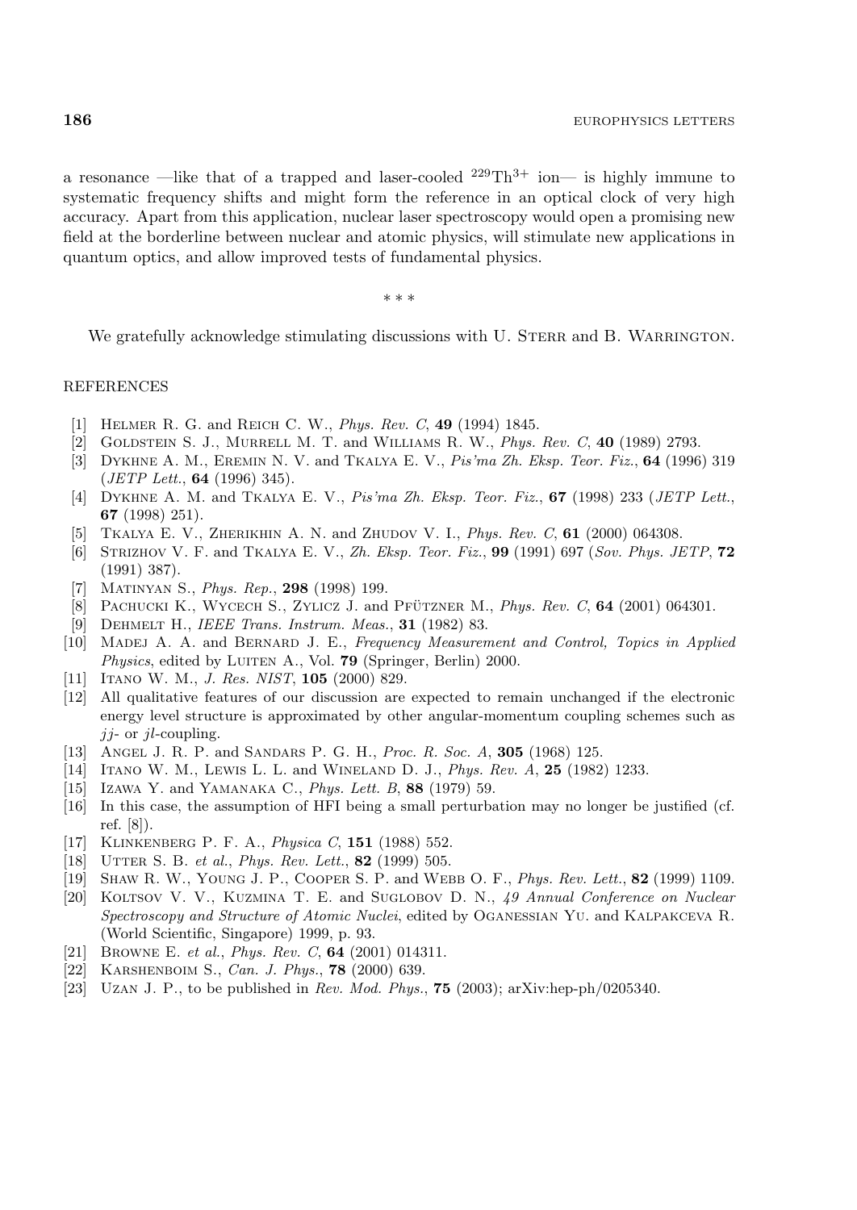a resonance —like that of a trapped and laser-cooled $^{229}Th^{3+}$ ion— is highly immune to systematic frequency shifts and might form the reference in an optical clock of very high accuracy. Apart from this application, nuclear laser spectroscopy would open a promising new field at the borderline between nuclear and atomic physics, will stimulate new applications in quantum optics, and allow improved tests of fundamental physics.

\* \* \*

We gratefully acknowledge stimulating discussions with U. Sterr and B. Warrington.

## REFERENCES

[1] Helmer R. G. and Reich C. W., *Phys. Rev. C*, **49** (1994) 1845.
[2] Goldstein S. J., Murrell M. T. and Williams R. W., *Phys. Rev. C*, **40** (1989) 2793.
[3] Dykhne A. M., Eremin N. V. and Tkalya E. V., *Pis'ma Zh. Eksp. Teor. Fiz.*, **64** (1996) 319 (*JETP Lett.*, **64** (1996) 345).
[4] Dykhne A. M. and Tkalya E. V., *Pis'ma Zh. Eksp. Teor. Fiz.*, **67** (1998) 233 (*JETP Lett.*, **67** (1998) 251).
[5] Tkalya E. V., Zherikhin A. N. and Zhudov V. I., *Phys. Rev. C*, **61** (2000) 064308.
[6] Strizhov V. F. and Tkalya E. V., *Zh. Eksp. Teor. Fiz.*, **99** (1991) 697 (*Sov. Phys. JETP*, **72** (1991) 387).
[7] Matinyan S., *Phys. Rep.*, **298** (1998) 199.
[8] Pachucki K., Wycech S., Zylicz J. and Pfützner M., *Phys. Rev. C*, **64** (2001) 064301.
[9] Dehmelt H., *IEEE Trans. Instrum. Meas.*, **31** (1982) 83.
[10] Madej A. A. and Bernard J. E., *Frequency Measurement and Control, Topics in Applied Physics*, edited by Luiten A., Vol. **79** (Springer, Berlin) 2000.
[11] Itano W. M., *J. Res. NIST*, **105** (2000) 829.
[12] All qualitative features of our discussion are expected to remain unchanged if the electronic energy level structure is approximated by other angular-momentum coupling schemes such as $jj$- or $jl$-coupling.
[13] Angel J. R. P. and Sandars P. G. H., *Proc. R. Soc. A*, **305** (1968) 125.
[14] Itano W. M., Lewis L. L. and Wineland D. J., *Phys. Rev. A*, **25** (1982) 1233.
[15] Izawa Y. and Yamanaka C., *Phys. Lett. B*, **88** (1979) 59.
[16] In this case, the assumption of HFI being a small perturbation may no longer be justified (cf. ref. [8]).
[17] Klinkenberg P. F. A., *Physica C*, **151** (1988) 552.
[18] Utter S. B. *et al.*, *Phys. Rev. Lett.*, **82** (1999) 505.
[19] Shaw R. W., Young J. P., Cooper S. P. and Webb O. F., *Phys. Rev. Lett.*, **82** (1999) 1109.
[20] Koltsov V. V., Kuzmina T. E. and Suglobov D. N., *49 Annual Conference on Nuclear Spectroscopy and Structure of Atomic Nuclei*, edited by Oganessian Yu. and Kalpakceva R. (World Scientific, Singapore) 1999, p. 93.
[21] Browne E. *et al.*, *Phys. Rev. C*, **64** (2001) 014311.
[22] Karshenboim S., *Can. J. Phys.*, **78** (2000) 639.
[23] Uzan J. P., to be published in *Rev. Mod. Phys.*, **75** (2003); arXiv:hep-ph/0205340.